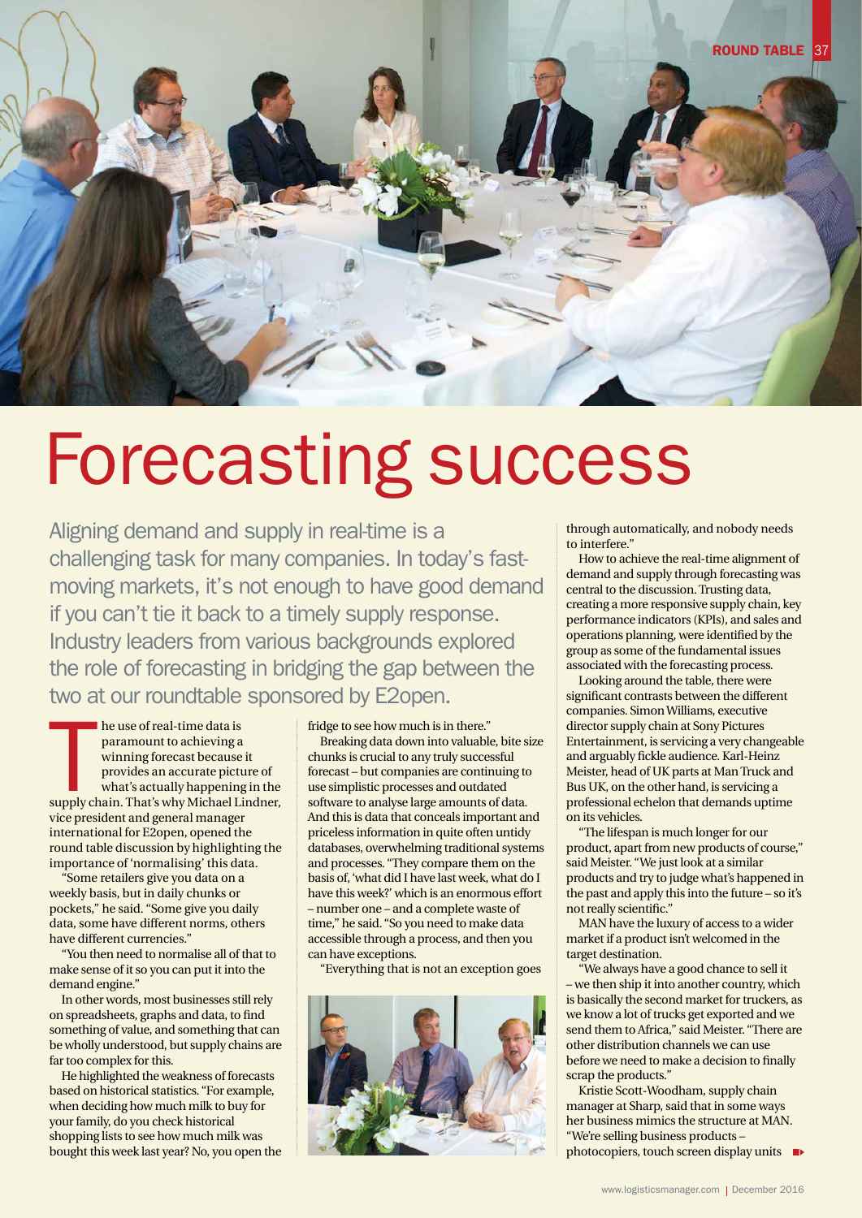# Forecasting success

Aligning demand and supply in real-time is a challenging task for many companies. In today's fast-moving markets, it's not enough to have good demand if you can't tie it back to a timely supply response. Industry leaders from various backgrounds explored the role of forecasting in bridging the gap between the two at our roundtable sponsored by E2open.

The use of real-time data is paramount to achieving a winning forecast because it provides an accurate picture of what's actually happening in the supply chain. That's why Michael Lindner, vice president and general manager international for E2open, opened the round table discussion by highlighting the importance of 'normalising' this data.

"Some retailers give you data on a weekly basis, but in daily chunks or pockets," he said. "Some give you daily data, some have different norms, others have different currencies."

"You then need to normalise all of that to make sense of it so you can put it into the demand engine."

In other words, most businesses still rely on spreadsheets, graphs and data, to find something of value, and something that can be wholly understood, but supply chains are far too complex for this.

He highlighted the weakness of forecasts based on historical statistics. "For example, when deciding how much milk to buy for your family, do you check historical shopping lists to see how much milk was bought this week last year? No, you open the fridge to see how much is in there."

Breaking data down into valuable, bite size chunks is crucial to any truly successful forecast – but companies are continuing to use simplistic processes and outdated software to analyse large amounts of data. And this is data that conceals important and priceless information in quite often untidy databases, overwhelming traditional systems and processes. "They compare them on the basis of, 'what did I have last week, what do I have this week?' which is an enormous effort – number one – and a complete waste of time," he said. "So you need to make data accessible through a process, and then you can have exceptions.

"Everything that is not an exception goes through automatically, and nobody needs to interfere."

How to achieve the real-time alignment of demand and supply through forecasting was central to the discussion. Trusting data, creating a more responsive supply chain, key performance indicators (KPIs), and sales and operations planning, were identified by the group as some of the fundamental issues associated with the forecasting process.

Looking around the table, there were significant contrasts between the different companies. Simon Williams, executive director supply chain at Sony Pictures Entertainment, is servicing a very changeable and arguably fickle audience. Karl-Heinz Meister, head of UK parts at Man Truck and Bus UK, on the other hand, is servicing a professional echelon that demands uptime on its vehicles.

"The lifespan is much longer for our product, apart from new products of course," said Meister. "We just look at a similar products and try to judge what's happened in the past and apply this into the future – so it's not really scientific."

MAN have the luxury of access to a wider market if a product isn't welcomed in the target destination.

"We always have a good chance to sell it – we then ship it into another country, which is basically the second market for truckers, as we know a lot of trucks get exported and we send them to Africa," said Meister. "There are other distribution channels we can use before we need to make a decision to finally scrap the products."

Kristie Scott-Woodham, supply chain manager at Sharp, said that in some ways her business mimics the structure at MAN. "We're selling business products – photocopiers, touch screen display units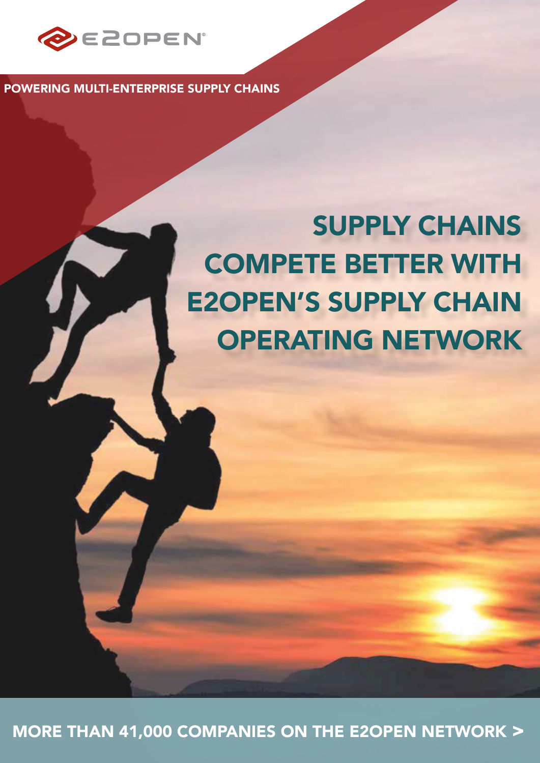POWERING MULTI-ENTERPRISE SUPPLY CHAINS

# SUPPLY CHAINS COMPETE BETTER WITH E2OPEN'S SUPPLY CHAIN OPERATING NETWORK

MORE THAN 41,000 COMPANIES ON THE E2OPEN NETWORK >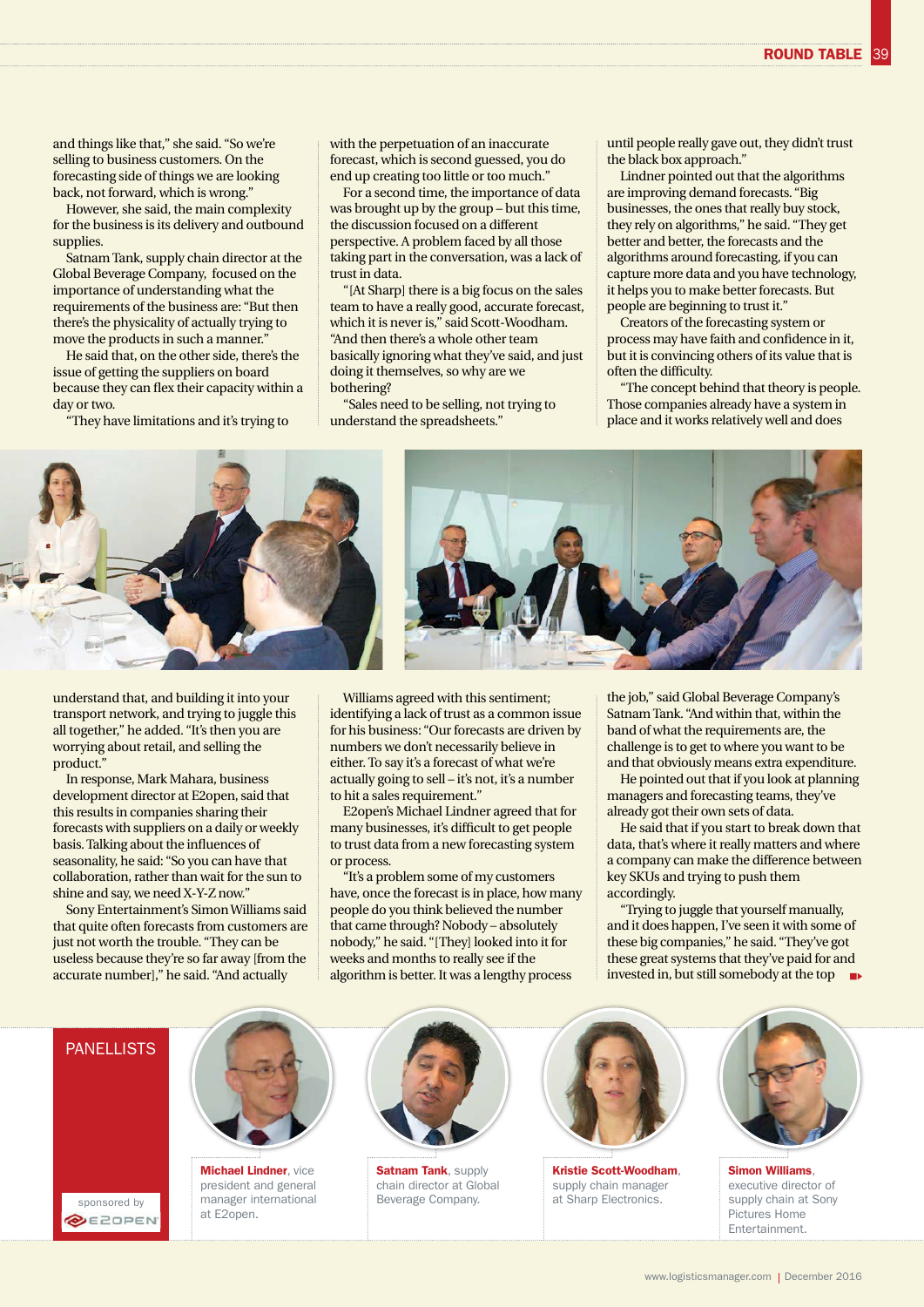and things like that," she said. "So we're selling to business customers. On the forecasting side of things we are looking back, not forward, which is wrong."

However, she said, the main complexity for the business is its delivery and outbound supplies.

Satnam Tank, supply chain director at the Global Beverage Company, focused on the importance of understanding what the requirements of the business are: "But then there's the physicality of actually trying to move the products in such a manner."

He said that, on the other side, there's the issue of getting the suppliers on board because they can flex their capacity within a day or two.

"They have limitations and it's trying to understand that, and building it into your transport network, and trying to juggle this all together," he added. "It's then you are worrying about retail, and selling the product."

In response, Mark Mahara, business development director at E2open, said that this results in companies sharing their forecasts with suppliers on a daily or weekly basis. Talking about the influences of seasonality, he said: "So you can have that collaboration, rather than wait for the sun to shine and say, we need X-Y-Z now."

Sony Entertainment's Simon Williams said that quite often forecasts from customers are just not worth the trouble. "They can be useless because they're so far away [from the accurate number]," he said. "And actually with the perpetuation of an inaccurate forecast, which is second guessed, you do end up creating too little or too much."

For a second time, the importance of data was brought up by the group – but this time, the discussion focused on a different perspective. A problem faced by all those taking part in the conversation, was a lack of trust in data.

"[At Sharp] there is a big focus on the sales team to have a really good, accurate forecast, which it is never is," said Scott-Woodham. "And then there's a whole other team basically ignoring what they've said, and just doing it themselves, so why are we bothering?

"Sales need to be selling, not trying to understand the spreadsheets."

Williams agreed with this sentiment; identifying a lack of trust as a common issue for his business: "Our forecasts are driven by numbers we don't necessarily believe in either. To say it's a forecast of what we're actually going to sell – it's not, it's a number to hit a sales requirement."

E2open's Michael Lindner agreed that for many businesses, it's difficult to get people to trust data from a new forecasting system or process.

"It's a problem some of my customers have, once the forecast is in place, how many people do you think believed the number that came through? Nobody – absolutely nobody," he said. "[They] looked into it for weeks and months to really see if the algorithm is better. It was a lengthy process until people really gave out, they didn't trust the black box approach."

Lindner pointed out that the algorithms are improving demand forecasts. "Big businesses, the ones that really buy stock, they rely on algorithms," he said. "They get better and better, the forecasts and the algorithms around forecasting, if you can capture more data and you have technology, it helps you to make better forecasts. But people are beginning to trust it."

Creators of the forecasting system or process may have faith and confidence in it, but it is convincing others of its value that is often the difficulty.

"The concept behind that theory is people. Those companies already have a system in place and it works relatively well and does the job," said Global Beverage Company's Satnam Tank. "And within that, within the band of what the requirements are, the challenge is to get to where you want to be and that obviously means extra expenditure."

He pointed out that if you look at planning managers and forecasting teams, they've already got their own sets of data.

He said that if you start to break down that data, that's where it really matters and where a company can make the difference between key SKUs and trying to push them accordingly.

"Trying to juggle that yourself manually, and it does happen, I've seen it with some of these big companies," he said. "They've got these great systems that they've paid for and invested in, but still somebody at the top

## PANELLISTS

sponsored by E2OPEN

**Michael Lindner**, vice president and general manager international at E2open.

**Satnam Tank**, supply chain director at Global Beverage Company.

**Kristie Scott-Woodham**, supply chain manager at Sharp Electronics.

**Simon Williams**, executive director of supply chain at Sony Pictures Home Entertainment.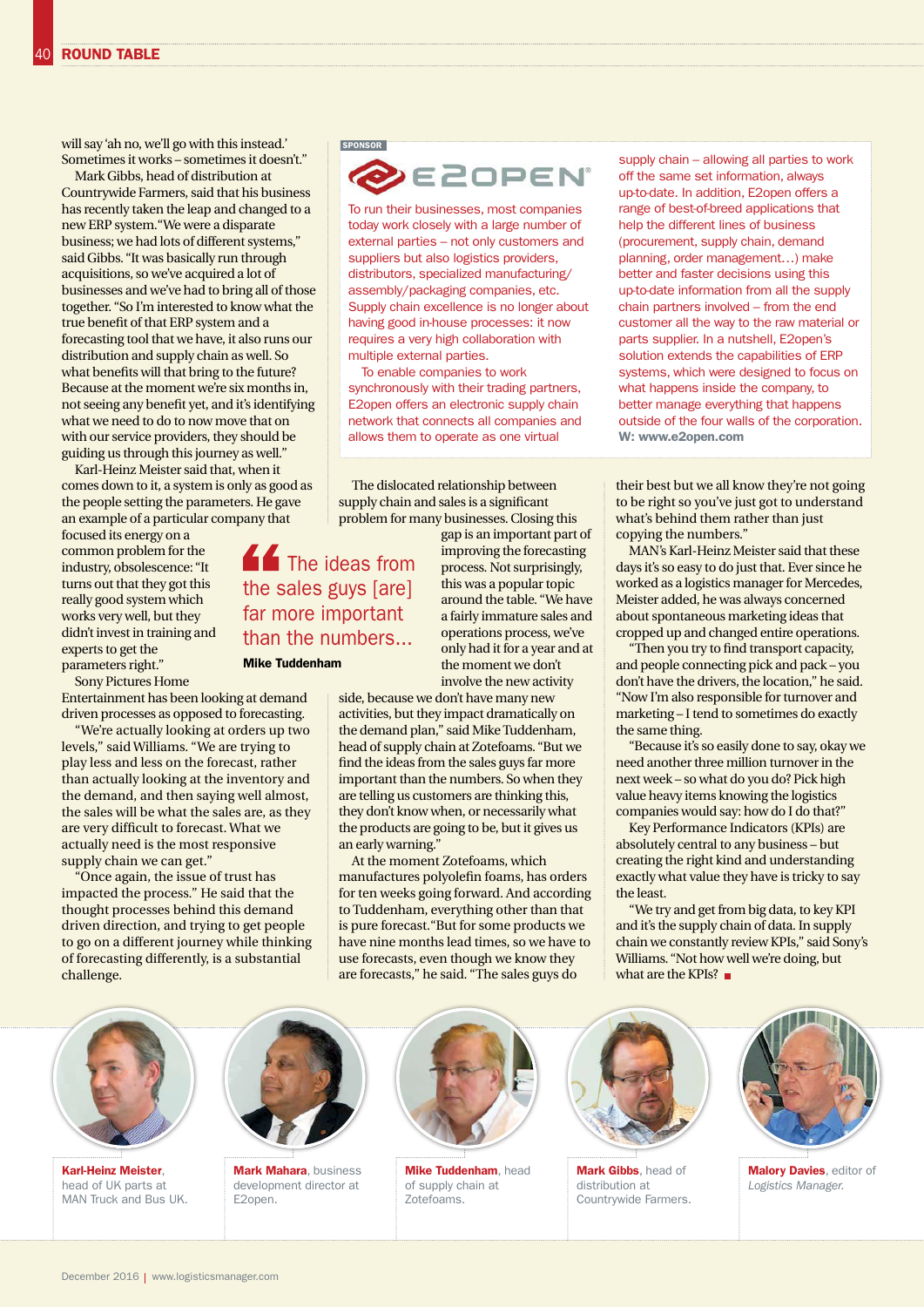will say 'ah no, we'll go with this instead.' Sometimes it works – sometimes it doesn't."

Mark Gibbs, head of distribution at Countrywide Farmers, said that his business has recently taken the leap and changed to a new ERP system. "We were a disparate business; we had lots of different systems," said Gibbs. "It was basically run through acquisitions, so we've acquired a lot of businesses and we've had to bring all of those together. "So I'm interested to know what the true benefit of that ERP system and a forecasting tool that we have, it also runs our distribution and supply chain as well. So what benefits will that bring to the future? Because at the moment we're six months in, not seeing any benefit yet, and it's identifying what we need to do to now move that on with our service providers, they should be guiding us through this journey as well."

Karl-Heinz Meister said that, when it comes down to it, a system is only as good as the people setting the parameters. He gave an example of a particular company that focused its energy on a common problem for the industry, obsolescence: "It turns out that they got this really good system which works very well, but they didn't invest in training and experts to get the parameters right."

Sony Pictures Home Entertainment has been looking at demand driven processes as opposed to forecasting.

"We're actually looking at orders up two levels," said Williams. "We are trying to play less and less on the forecast, rather than actually looking at the inventory and the demand, and then saying well almost, the sales will be what the sales are, as they are very difficult to forecast. What we actually need is the most responsive supply chain we can get."

"Once again, the issue of trust has impacted the process." He said that the thought processes behind this demand driven direction, and trying to get people to go on a different journey while thinking of forecasting differently, is a substantial challenge.

> "The ideas from the sales guys [are] far more important than the numbers...
> **Mike Tuddenham**

**SPONSOR**

**E2OPEN**

To run their businesses, most companies today work closely with a large number of external parties – not only customers and suppliers but also logistics providers, distributors, specialized manufacturing/assembly/packaging companies, etc. Supply chain excellence is no longer about having good in-house processes: it now requires a very high collaboration with multiple external parties.

To enable companies to work synchronously with their trading partners, E2open offers an electronic supply chain network that connects all companies and allows them to operate as one virtual supply chain – allowing all parties to work off the same set information, always up-to-date. In addition, E2open offers a range of best-of-breed applications that help the different lines of business (procurement, supply chain, demand planning, order management…) make better and faster decisions using this up-to-date information from all the supply chain partners involved – from the end customer all the way to the raw material or parts supplier. In a nutshell, E2open's solution extends the capabilities of ERP systems, which were designed to focus on what happens inside the company, to better manage everything that happens outside of the four walls of the corporation.

**W: www.e2open.com**

The dislocated relationship between supply chain and sales is a significant problem for many businesses. Closing this gap is an important part of improving the forecasting process. Not surprisingly, this was a popular topic around the table. "We have a fairly immature sales and operations process, we've only had it for a year and at the moment we don't involve the new activity side, because we don't have many new activities, but they impact dramatically on the demand plan," said Mike Tuddenham, head of supply chain at Zotefoams. "But we find the ideas from the sales guys far more important than the numbers. So when they are telling us customers are thinking this, they don't know when, or necessarily what the products are going to be, but it gives us an early warning."

At the moment Zotefoams, which manufactures polyolefin foams, has orders for ten weeks going forward. And according to Tuddenham, everything other than that is pure forecast. "But for some products we have nine months lead times, so we have to use forecasts, even though we know they are forecasts," he said. "The sales guys do their best but we all know they're not going to be right so you've just got to understand what's behind them rather than just copying the numbers."

MAN's Karl-Heinz Meister said that these days it's so easy to do just that. Ever since he worked as a logistics manager for Mercedes, Meister added, he was always concerned about spontaneous marketing ideas that cropped up and changed entire operations.

"Then you try to find transport capacity, and people connecting pick and pack – you don't have the drivers, the location," he said. "Now I'm also responsible for turnover and marketing – I tend to sometimes do exactly the same thing.

"Because it's so easily done to say, okay we need another three million turnover in the next week – so what do you do? Pick high value heavy items knowing the logistics companies would say: how do I do that?"

Key Performance Indicators (KPIs) are absolutely central to any business – but creating the right kind and understanding exactly what value they have is tricky to say the least.

"We try and get from big data, to key KPI and it's the supply chain of data. In supply chain we constantly review KPIs," said Sony's Williams. "Not how well we're doing, but what are the KPIs? ■

**Karl-Heinz Meister**, head of UK parts at MAN Truck and Bus UK.

**Mark Mahara**, business development director at E2open.

**Mike Tuddenham**, head of supply chain at Zotefoams.

**Mark Gibbs**, head of distribution at Countrywide Farmers.

**Malory Davies**, editor of *Logistics Manager*.